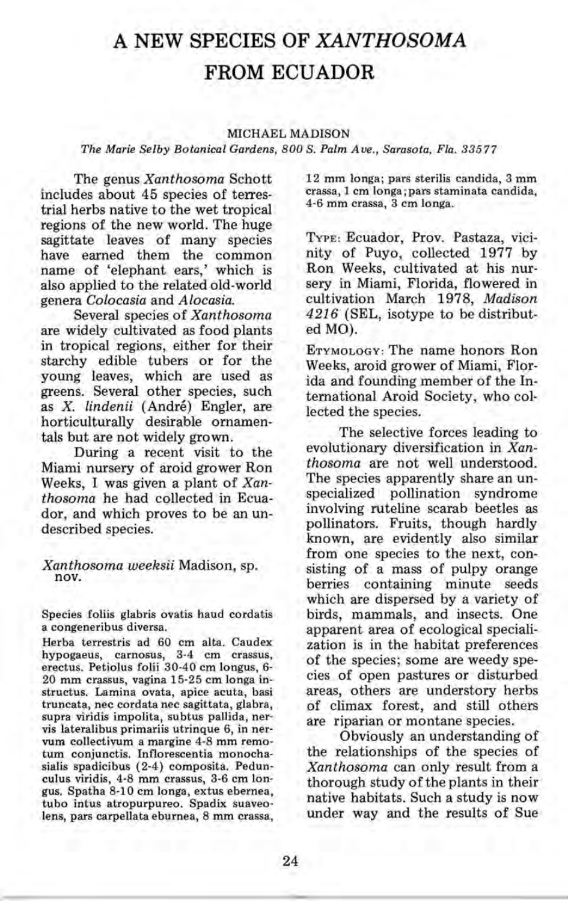# A NEW SPECIES OF *XANTHOSOMA* FROM ECUADOR

MICHAEL MADISON

*The Marie Selby Botanical Gardens, 800 S. Palm Ave., Sarasota, Fla. 33577*

The genus *Xanthosoma* Schott includes about 45 species of terrestrial herbs native to the wet tropical regions of the new world. The huge sagittate leaves of many species have earned them the common name of 'elephant ears,' which is also applied to the related old-world genera *Colocasia* and *Alocasia.*

Several species of *Xanthosoma* are widely cultivated as food plants in tropical regions, either for their starchy edible tubers or for the young leaves, which are used as greens. Several other species, such as *X. lindenii* (André) Engler, are horticulturally desirable ornamentals but are not widely grown.

During a recent visit to the Miami nursery of aroid grower Ron Weeks, I was given a plant of *Xanthosoma* he had collected in Ecuador, and which proves to be an undescribed species.

*Xanthosoma weeksii* Madison, sp. nov.

Species foliis glabris ovatis haud cordatis a congeneribus diversa.

Herba terrestris ad 60 cm alta. Caudex hypogaeus, carnosus, 3-4 cm crassus, erectus. Petiolus folii 30-40 cm longus, 6-20 mm crassus, vagina 15-25 cm longa instructus. Lamina ovata, apice acuta, basi truncata, nec cordata nec sagittata, glabra, supra viridis impolita, subtus pallida, nervis lateralibus primariis utrinque 6, in nervum collectivum a margine 4-8 mm remotum conjunctis. Inflorescentia monochasialis spadicibus (2-4) composita. Pedunculus viridis, 4-8 mm crassus, 3-6 cm longus. Spatha 8-10 cm longa, extus eburnea, tubo intus atropurpureo. Spadix suaveolens, pars carpellata eburnea, 8 mm crassa, 12 mm longa; pars sterilis candida, 3 mm crassa, 1 cm longa; pars staminata candida, 4-6 mm crassa, 3 cm longa.

TYPE: Ecuador, Prov. Pastaza, vicinity of Puyo, collected 1977 by Ron Weeks, cultivated at his nursery in Miami, Florida, flowered in cultivation March 1978, *Madison 4216* (SEL, isotype to be distributed MO).

ETYMOLOGY: The name honors Ron Weeks, aroid grower of Miami, Florida and founding member of the International Aroid Society, who collected the species.

The selective forces leading to evolutionary diversification in *Xanthosoma* are not well understood. The species apparently share an unspecialized pollination syndrome involving ruteline scarab beetles as pollinators. Fruits, though hardly known, are evidently also similar from one species to the next, consisting of a mass of pulpy orange berries containing minute seeds which are dispersed by a variety of birds, mammals, and insects. One apparent area of ecological specialization is in the habitat preferences of the species; some are weedy species of open pastures or disturbed areas, others are understory herbs of climax forest, and still others are riparian or montane species.

Obviously an understanding of the relationships of the species of *Xanthosoma* can only result from a thorough study of the plants in their native habitats. Such a study is now under way and the results of Sue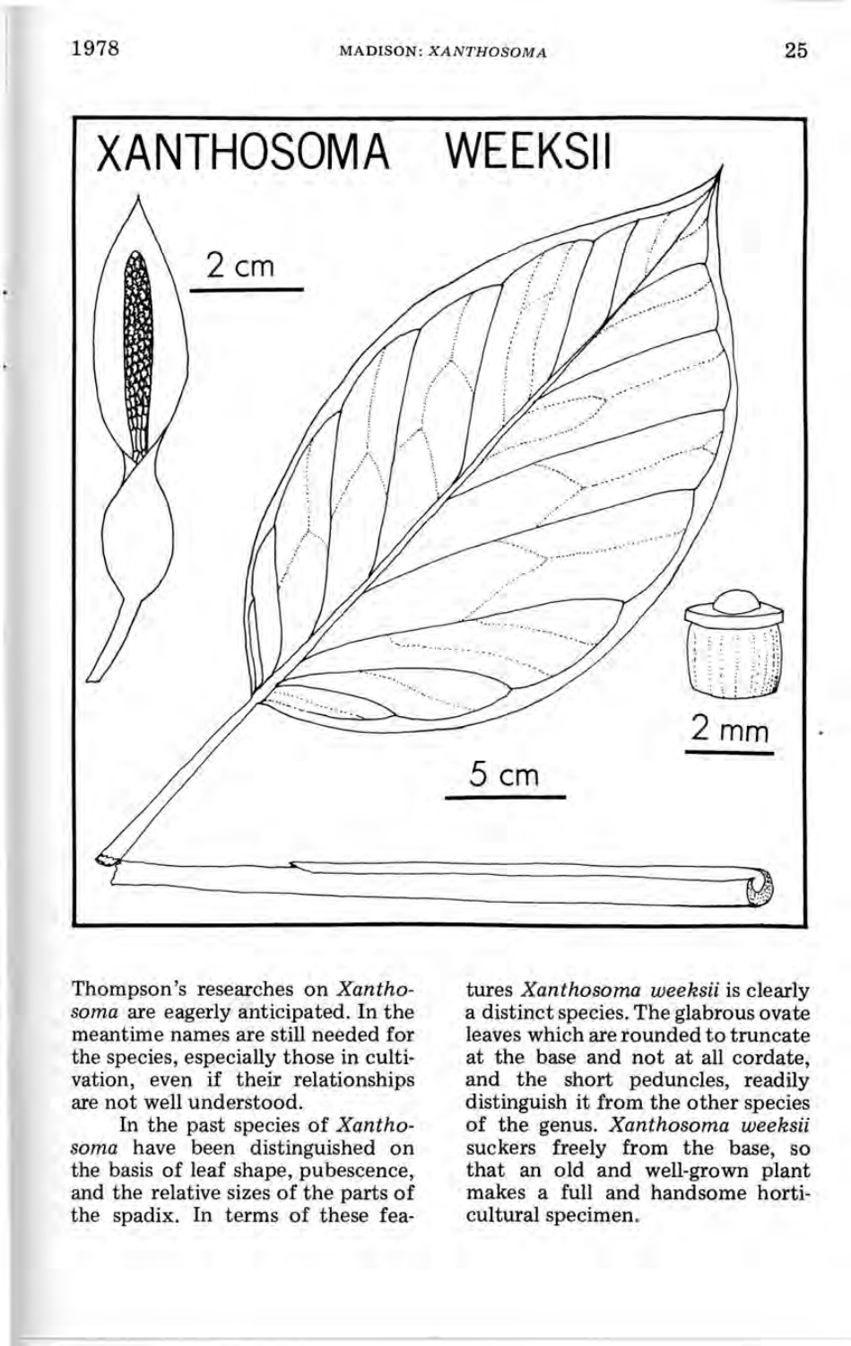XANTHOSOMA WEEKSII

2 cm

2 mm

5 cm

Thompson's researches on *Xanthosoma* are eagerly anticipated. In the meantime names are still needed for the species, especially those in cultivation, even if their relationships are not well understood.

In the past species of *Xanthosoma* have been distinguished on the basis of leaf shape, pubescence, and the relative sizes of the parts of the spadix. In terms of these features *Xanthosoma weeksii* is clearly a distinct species. The glabrous ovate leaves which are rounded to truncate at the base and not at all cordate, and the short peduncles, readily distinguish it from the other species of the genus. *Xanthosoma weeksii* suckers freely from the base, so that an old and well-grown plant makes a full and handsome horticultural specimen.